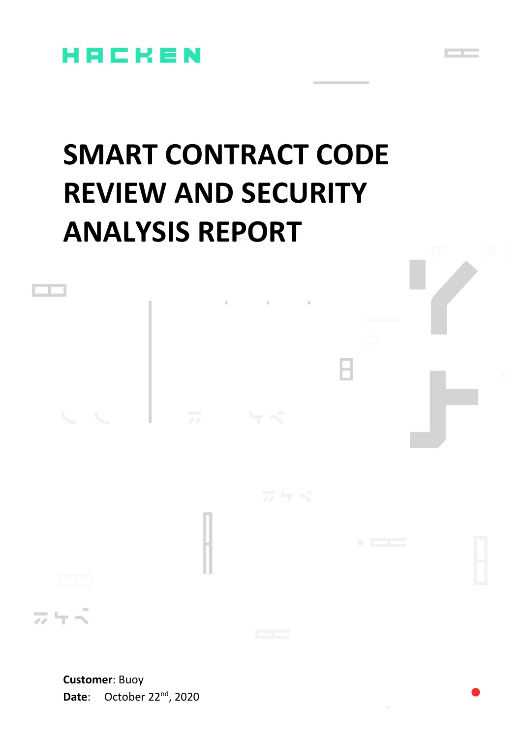HACKEN

# SMART CONTRACT CODE REVIEW AND SECURITY ANALYSIS REPORT

**Customer**: Buoy

**Date**: October 22nd, 2020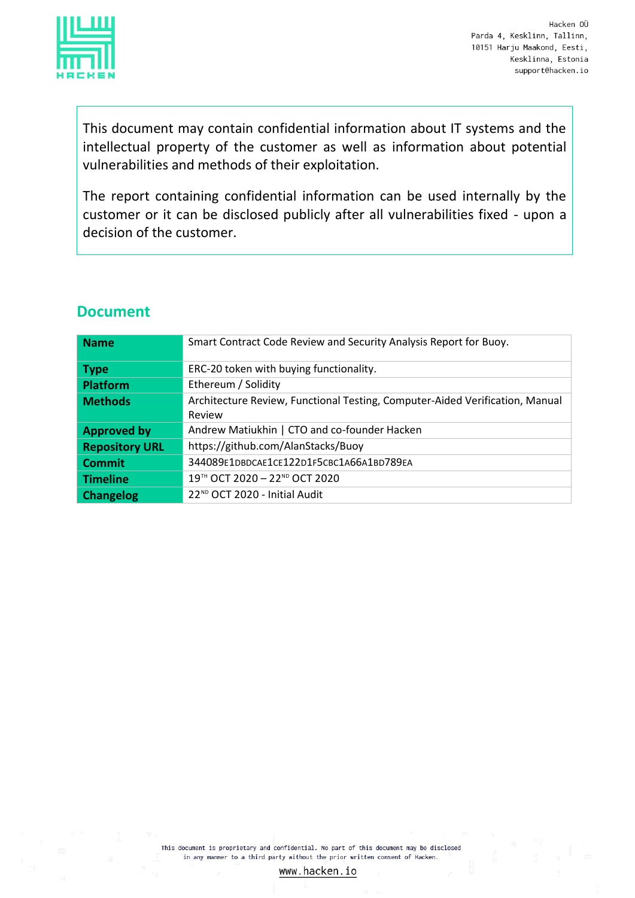This document may contain confidential information about IT systems and the intellectual property of the customer as well as information about potential vulnerabilities and methods of their exploitation.

The report containing confidential information can be used internally by the customer or it can be disclosed publicly after all vulnerabilities fixed - upon a decision of the customer.

## Document

| **Name** | Smart Contract Code Review and Security Analysis Report for Buoy. |
|---|---|
| **Type** | ERC-20 token with buying functionality. |
| **Platform** | Ethereum / Solidity |
| **Methods** | Architecture Review, Functional Testing, Computer-Aided Verification, Manual Review |
| **Approved by** | Andrew Matiukhin \| CTO and co-founder Hacken |
| **Repository URL** | https://github.com/AlanStacks/Buoy |
| **Commit** | 344089E1DBDCAE1CE122D1F5CBC1A66A1BD789EA |
| **Timeline** | 19TH OCT 2020 – 22ND OCT 2020 |
| **Changelog** | 22ND OCT 2020 - Initial Audit |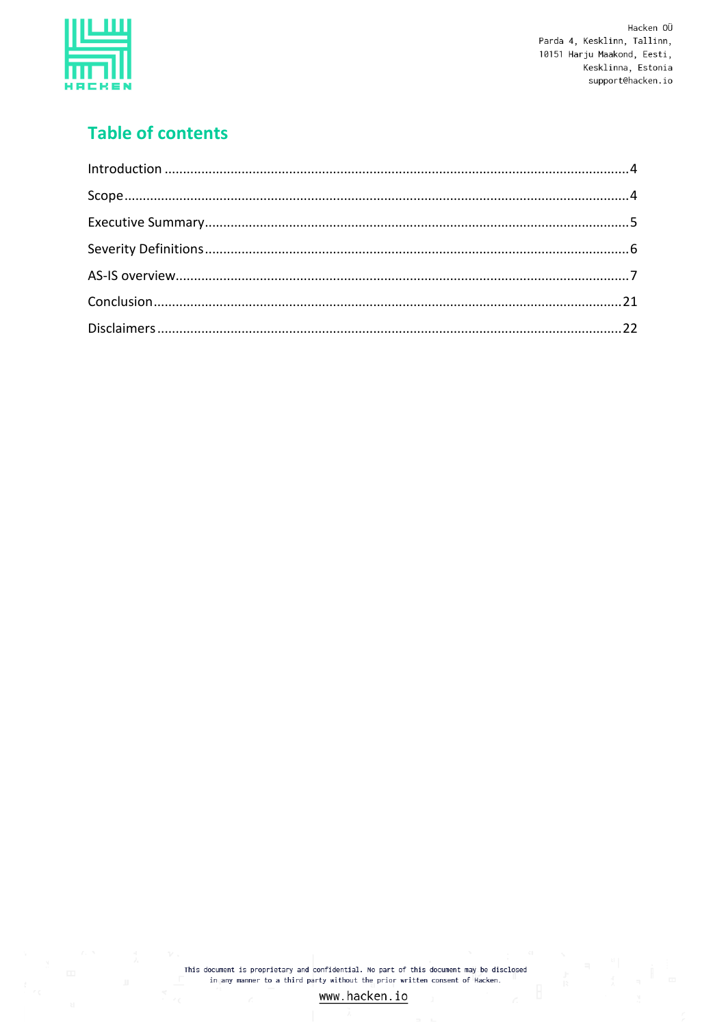## Table of contents

Introduction ............................................................................................................................4

Scope ......................................................................................................................................4

Executive Summary ................................................................................................................5

Severity Definitions ................................................................................................................6

AS-IS overview ........................................................................................................................7

Conclusion ............................................................................................................................21

Disclaimers ............................................................................................................................22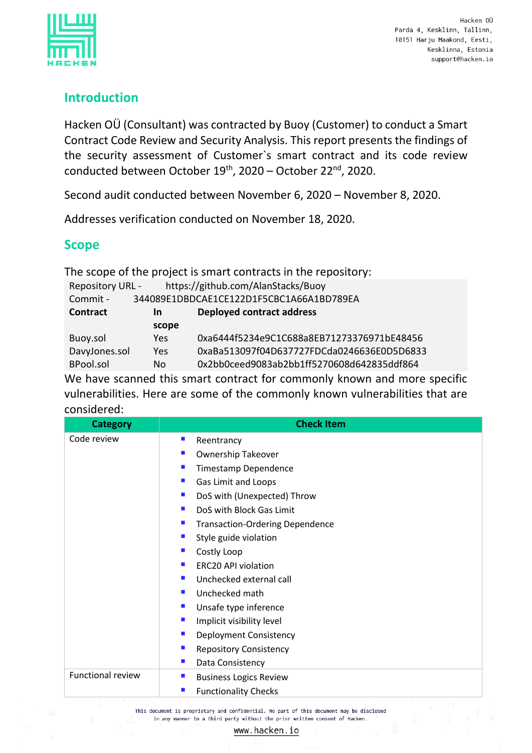## Introduction

Hacken OÜ (Consultant) was contracted by Buoy (Customer) to conduct a Smart Contract Code Review and Security Analysis. This report presents the findings of the security assessment of Customer`s smart contract and its code review conducted between October 19th, 2020 – October 22nd, 2020.

Second audit conducted between November 6, 2020 – November 8, 2020.

Addresses verification conducted on November 18, 2020.

## Scope

The scope of the project is smart contracts in the repository:

Repository URL - https://github.com/AlanStacks/Buoy

Commit - 344089E1DBDCAE1CE122D1F5CBC1A66A1BD789EA

| Contract | In scope | Deployed contract address |
|---|---|---|
| Buoy.sol | Yes | 0xa6444f5234e9C1C688a8EB71273376971bE48456 |
| DavyJones.sol | Yes | 0xaBa513097f04D637727FDCda0246636E0D5D6833 |
| BPool.sol | No | 0x2bb0ceed9083ab2bb1ff5270608d642835ddf864 |

We have scanned this smart contract for commonly known and more specific vulnerabilities. Here are some of the commonly known vulnerabilities that are considered:

| Category | Check Item |
|---|---|
| Code review | - Reentrancy<br>- Ownership Takeover<br>- Timestamp Dependence<br>- Gas Limit and Loops<br>- DoS with (Unexpected) Throw<br>- DoS with Block Gas Limit<br>- Transaction-Ordering Dependence<br>- Style guide violation<br>- Costly Loop<br>- ERC20 API violation<br>- Unchecked external call<br>- Unchecked math<br>- Unsafe type inference<br>- Implicit visibility level<br>- Deployment Consistency<br>- Repository Consistency<br>- Data Consistency |
| Functional review | - Business Logics Review<br>- Functionality Checks |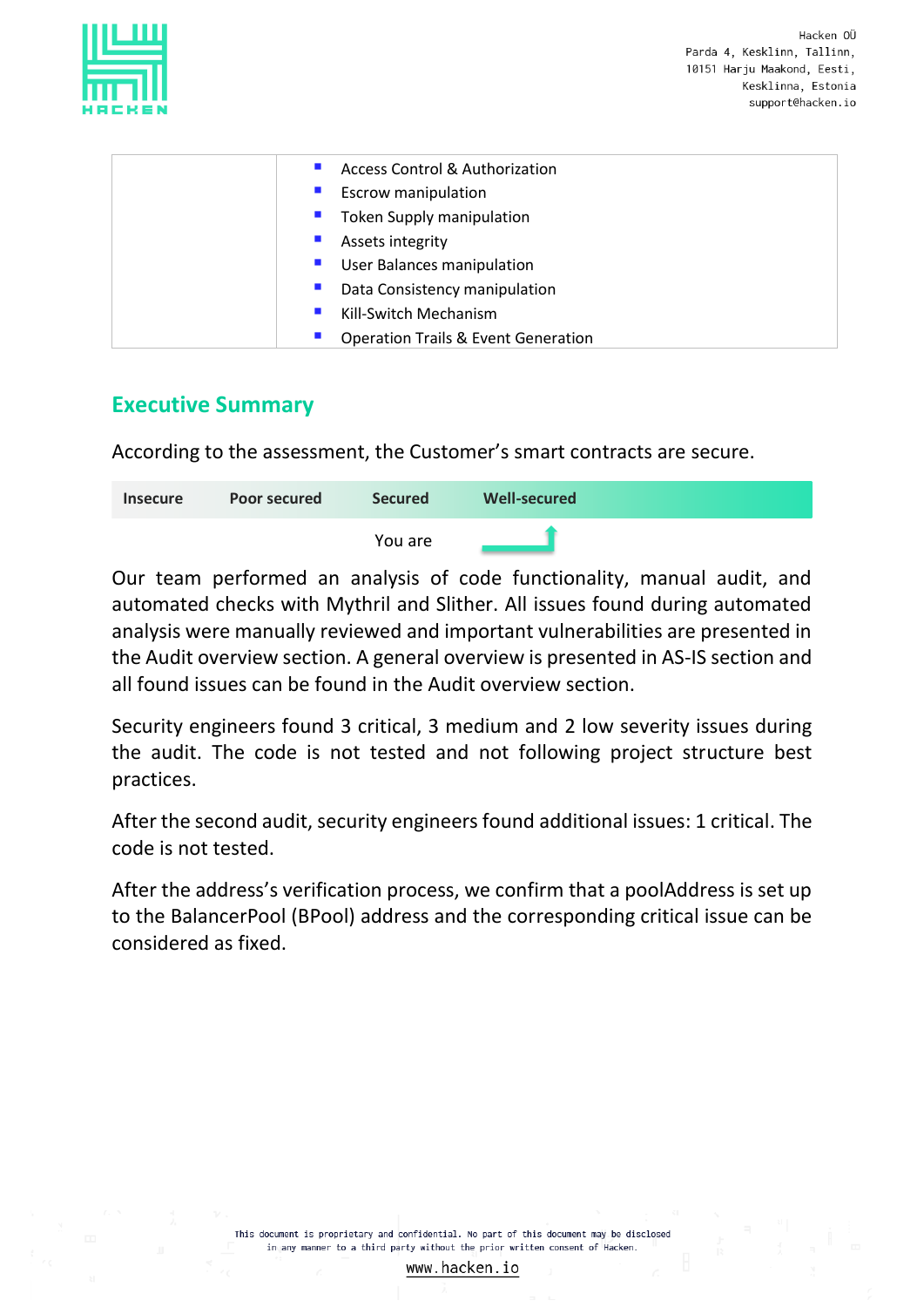|  | - Access Control & Authorization<br>- Escrow manipulation<br>- Token Supply manipulation<br>- Assets integrity<br>- User Balances manipulation<br>- Data Consistency manipulation<br>- Kill-Switch Mechanism<br>- Operation Trails & Event Generation |
|---|---|

## Executive Summary

According to the assessment, the Customer's smart contracts are secure.

| Insecure | Poor secured | Secured | Well-secured |
|---|---|---|---|
|  |  | You are | ↑ |

Our team performed an analysis of code functionality, manual audit, and automated checks with Mythril and Slither. All issues found during automated analysis were manually reviewed and important vulnerabilities are presented in the Audit overview section. A general overview is presented in AS-IS section and all found issues can be found in the Audit overview section.

Security engineers found 3 critical, 3 medium and 2 low severity issues during the audit. The code is not tested and not following project structure best practices.

After the second audit, security engineers found additional issues: 1 critical. The code is not tested.

After the address's verification process, we confirm that a poolAddress is set up to the BalancerPool (BPool) address and the corresponding critical issue can be considered as fixed.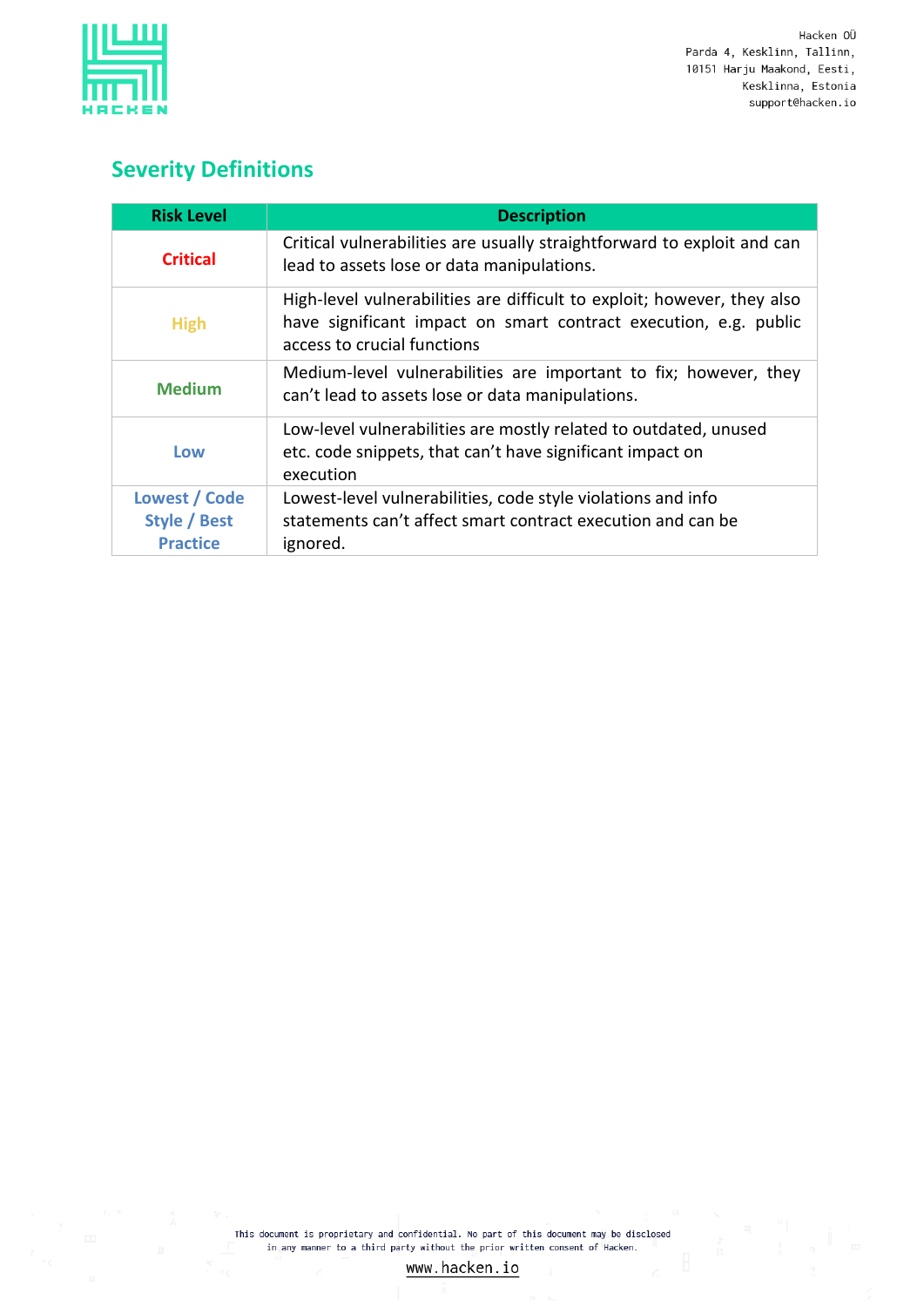## Severity Definitions

| Risk Level | Description |
| --- | --- |
| Critical | Critical vulnerabilities are usually straightforward to exploit and can lead to assets lose or data manipulations. |
| High | High-level vulnerabilities are difficult to exploit; however, they also have significant impact on smart contract execution, e.g. public access to crucial functions |
| Medium | Medium-level vulnerabilities are important to fix; however, they can't lead to assets lose or data manipulations. |
| Low | Low-level vulnerabilities are mostly related to outdated, unused etc. code snippets, that can't have significant impact on execution |
| Lowest / Code Style / Best Practice | Lowest-level vulnerabilities, code style violations and info statements can't affect smart contract execution and can be ignored. |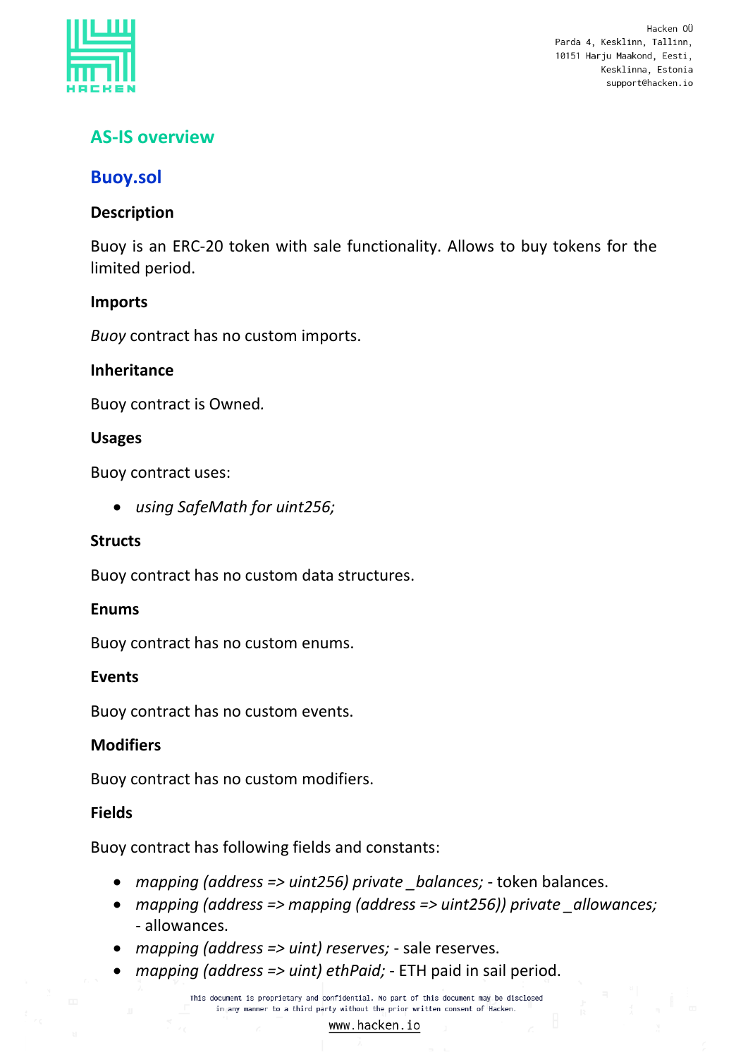## AS-IS overview

### Buoy.sol

#### Description

Buoy is an ERC-20 token with sale functionality. Allows to buy tokens for the limited period.

#### Imports

*Buoy* contract has no custom imports.

#### Inheritance

Buoy contract is Owned.

#### Usages

Buoy contract uses:

- *using SafeMath for uint256;*

#### Structs

Buoy contract has no custom data structures.

#### Enums

Buoy contract has no custom enums.

#### Events

Buoy contract has no custom events.

#### Modifiers

Buoy contract has no custom modifiers.

#### Fields

Buoy contract has following fields and constants:

- *mapping (address => uint256) private _balances;* - token balances.
- *mapping (address => mapping (address => uint256)) private _allowances;* - allowances.
- *mapping (address => uint) reserves;* - sale reserves.
- *mapping (address => uint) ethPaid;* - ETH paid in sail period.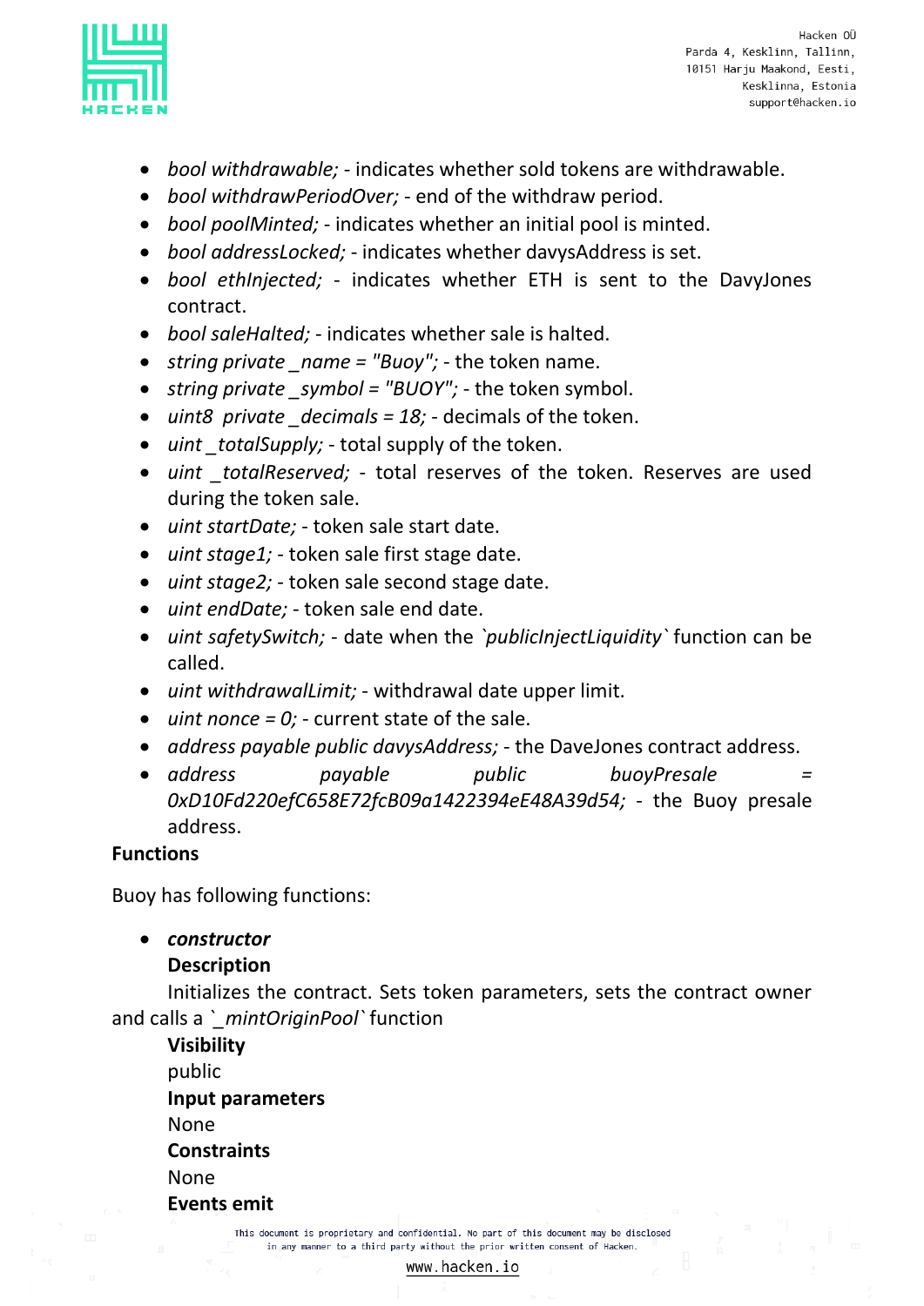- *bool withdrawable;* - indicates whether sold tokens are withdrawable.
- *bool withdrawPeriodOver;* - end of the withdraw period.
- *bool poolMinted;* - indicates whether an initial pool is minted.
- *bool addressLocked;* - indicates whether davysAddress is set.
- *bool ethInjected;* - indicates whether ETH is sent to the DavyJones contract.
- *bool saleHalted;* - indicates whether sale is halted.
- *string private _name = "Buoy";* - the token name.
- *string private _symbol = "BUOY";* - the token symbol.
- *uint8 private _decimals = 18;* - decimals of the token.
- *uint _totalSupply;* - total supply of the token.
- *uint _totalReserved;* - total reserves of the token. Reserves are used during the token sale.
- *uint startDate;* - token sale start date.
- *uint stage1;* - token sale first stage date.
- *uint stage2;* - token sale second stage date.
- *uint endDate;* - token sale end date.
- *uint safetySwitch;* - date when the `publicInjectLiquidity` function can be called.
- *uint withdrawalLimit;* - withdrawal date upper limit.
- *uint nonce = 0;* - current state of the sale.
- *address payable public davysAddress;* - the DaveJones contract address.
- *address payable public buoyPresale = 0xD10Fd220efC658E72fcB09a1422394eE48A39d54;* - the Buoy presale address.

**Functions**

Buoy has following functions:

- ***constructor***

  **Description**

  Initializes the contract. Sets token parameters, sets the contract owner and calls a `_mintOriginPool` function

  **Visibility**

  public

  **Input parameters**

  None

  **Constraints**

  None

  **Events emit**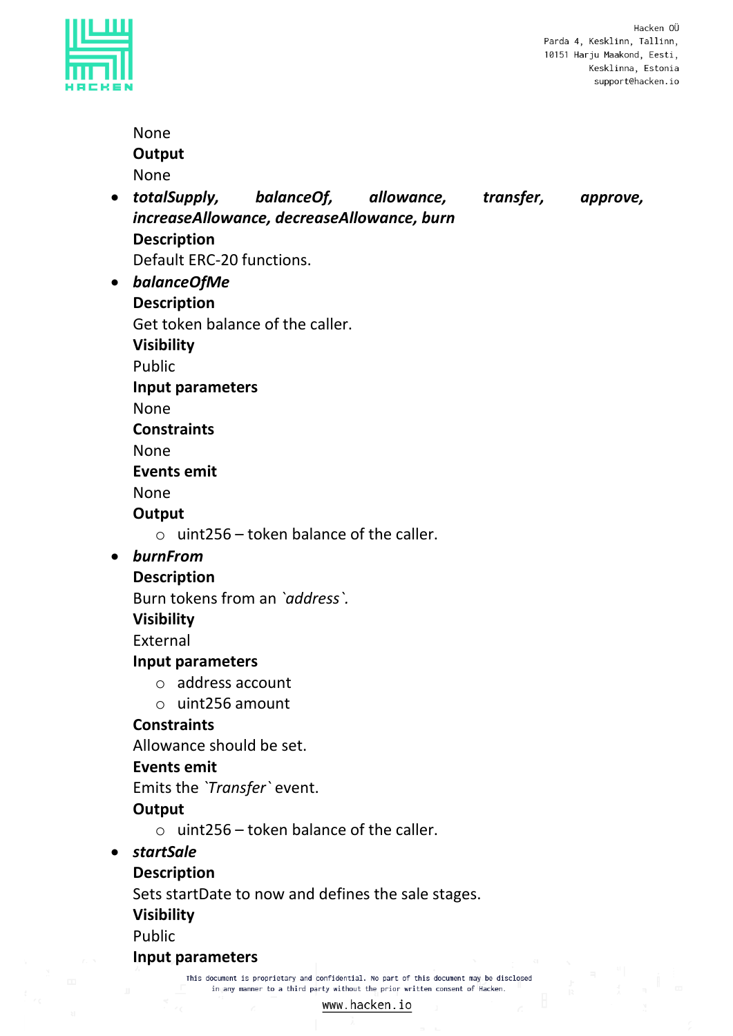None
**Output**
None

- ***totalSupply, balanceOf, allowance, transfer, approve, increaseAllowance, decreaseAllowance, burn***
  **Description**
  Default ERC-20 functions.
- ***balanceOfMe***
  **Description**
  Get token balance of the caller.
  **Visibility**
  Public
  **Input parameters**
  None
  **Constraints**
  None
  **Events emit**
  None
  **Output**
  - uint256 – token balance of the caller.
- ***burnFrom***
  **Description**
  Burn tokens from an `*address*`.
  **Visibility**
  External
  **Input parameters**
  - address account
  - uint256 amount

  **Constraints**
  Allowance should be set.
  **Events emit**
  Emits the `*Transfer*` event.
  **Output**
  - uint256 – token balance of the caller.
- ***startSale***
  **Description**
  Sets startDate to now and defines the sale stages.
  **Visibility**
  Public
  **Input parameters**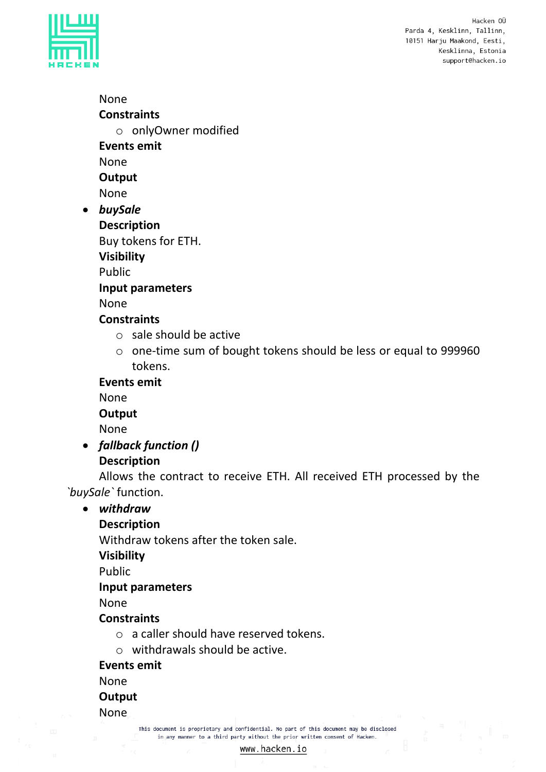None

**Constraints**

- onlyOwner modified

**Events emit**

None

**Output**

None

- ***buySale***

  **Description**

  Buy tokens for ETH.

  **Visibility**

  Public

  **Input parameters**

  None

  **Constraints**

  - sale should be active
  - one-time sum of bought tokens should be less or equal to 999960 tokens.

  **Events emit**

  None

  **Output**

  None

- ***fallback function ()***

  **Description**

  Allows the contract to receive ETH. All received ETH processed by the `*buySale*` function.

- ***withdraw***

  **Description**

  Withdraw tokens after the token sale.

  **Visibility**

  Public

  **Input parameters**

  None

  **Constraints**

  - a caller should have reserved tokens.
  - withdrawals should be active.

  **Events emit**

  None

  **Output**

  None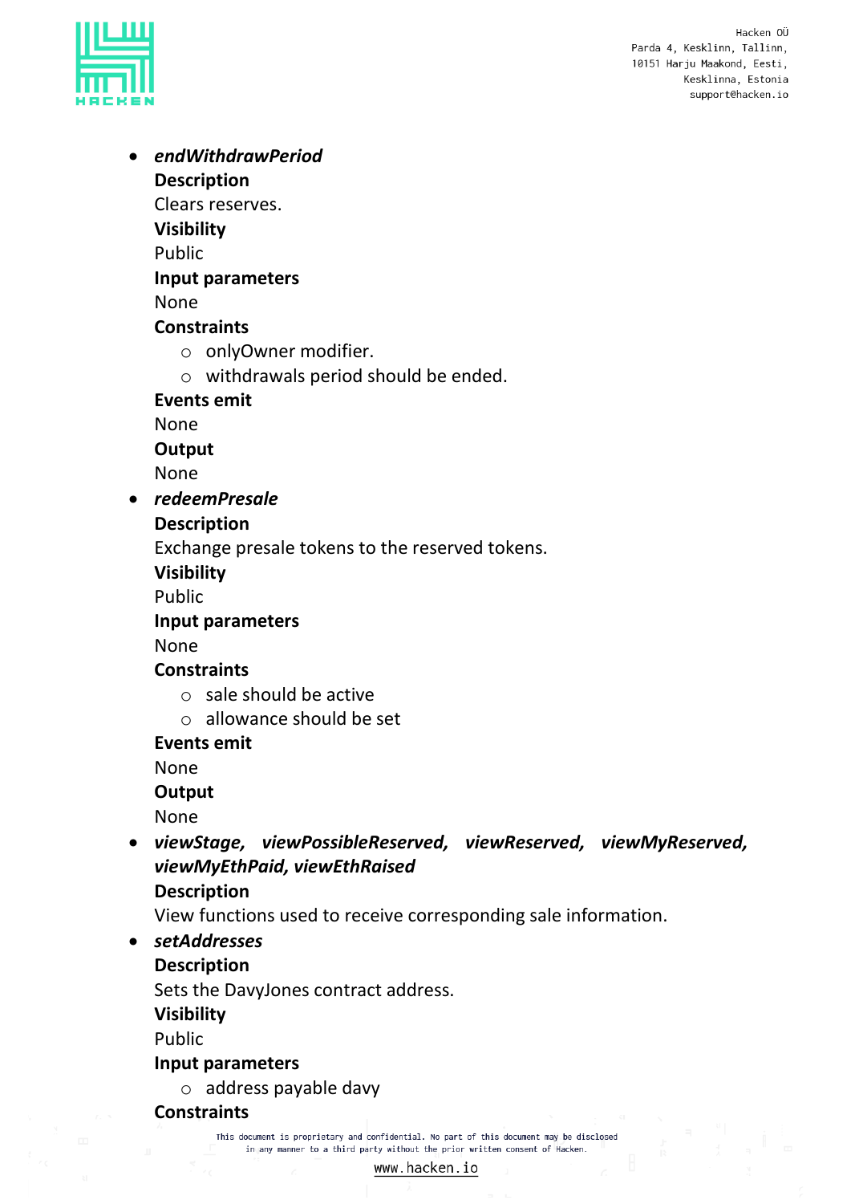- ***endWithdrawPeriod***
  **Description**
  Clears reserves.
  **Visibility**
  Public
  **Input parameters**
  None
  **Constraints**
    - onlyOwner modifier.
    - withdrawals period should be ended.

  **Events emit**
  None
  **Output**
  None
- ***redeemPresale***
  **Description**
  Exchange presale tokens to the reserved tokens.
  **Visibility**
  Public
  **Input parameters**
  None
  **Constraints**
    - sale should be active
    - allowance should be set

  **Events emit**
  None
  **Output**
  None
- ***viewStage, viewPossibleReserved, viewReserved, viewMyReserved, viewMyEthPaid, viewEthRaised***
  **Description**
  View functions used to receive corresponding sale information.
- ***setAddresses***
  **Description**
  Sets the DavyJones contract address.
  **Visibility**
  Public
  **Input parameters**
    - address payable davy

  **Constraints**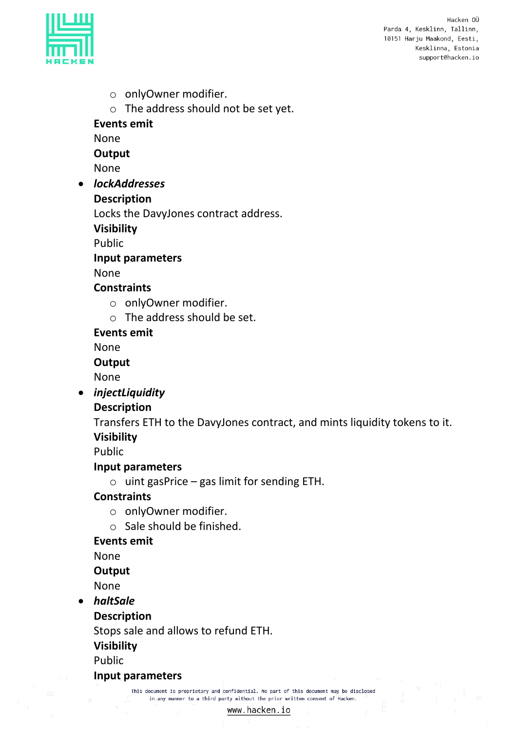- onlyOwner modifier.
  - The address should not be set yet.

**Events emit**

None

**Output**

None

- ***lockAddresses***

  **Description**

  Locks the DavyJones contract address.

  **Visibility**

  Public

  **Input parameters**

  None

  **Constraints**

  - onlyOwner modifier.
  - The address should be set.

  **Events emit**

  None

  **Output**

  None

- ***injectLiquidity***

  **Description**

  Transfers ETH to the DavyJones contract, and mints liquidity tokens to it.

  **Visibility**

  Public

  **Input parameters**

  - uint gasPrice – gas limit for sending ETH.

  **Constraints**

  - onlyOwner modifier.
  - Sale should be finished.

  **Events emit**

  None

  **Output**

  None

- ***haltSale***

  **Description**

  Stops sale and allows to refund ETH.

  **Visibility**

  Public

  **Input parameters**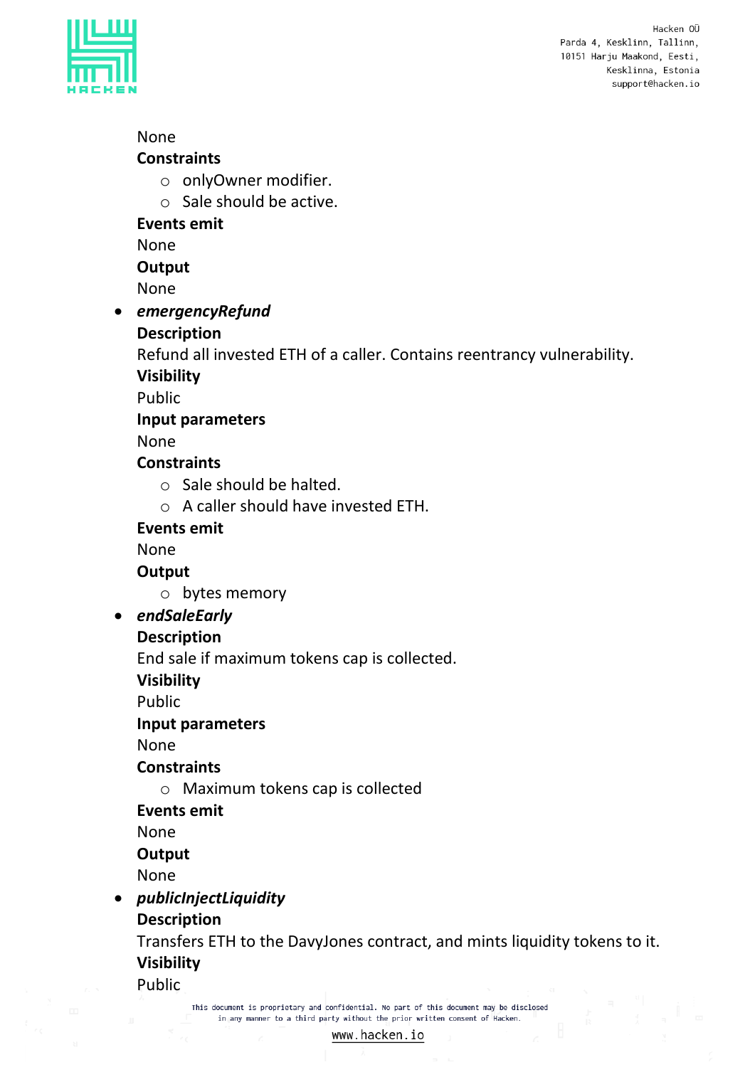None

**Constraints**

- onlyOwner modifier.
- Sale should be active.

**Events emit**

None

**Output**

None

- ***emergencyRefund***

  **Description**

  Refund all invested ETH of a caller. Contains reentrancy vulnerability.

  **Visibility**

  Public

  **Input parameters**

  None

  **Constraints**

  - Sale should be halted.
  - A caller should have invested ETH.

  **Events emit**

  None

  **Output**

  - bytes memory

- ***endSaleEarly***

  **Description**

  End sale if maximum tokens cap is collected.

  **Visibility**

  Public

  **Input parameters**

  None

  **Constraints**

  - Maximum tokens cap is collected

  **Events emit**

  None

  **Output**

  None

- ***publicInjectLiquidity***

  **Description**

  Transfers ETH to the DavyJones contract, and mints liquidity tokens to it.

  **Visibility**

  Public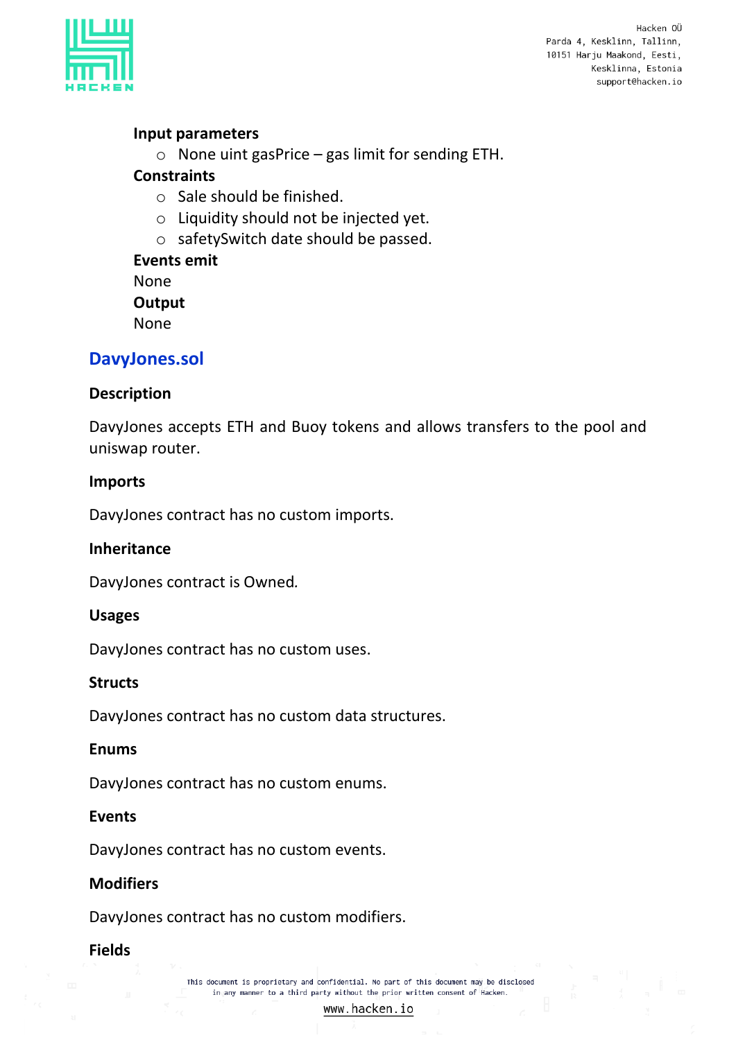**Input parameters**

- None uint gasPrice – gas limit for sending ETH.

**Constraints**

- Sale should be finished.
- Liquidity should not be injected yet.
- safetySwitch date should be passed.

**Events emit**

None

**Output**

None

## DavyJones.sol

### Description

DavyJones accepts ETH and Buoy tokens and allows transfers to the pool and uniswap router.

### Imports

DavyJones contract has no custom imports.

### Inheritance

DavyJones contract is Owned.

### Usages

DavyJones contract has no custom uses.

### Structs

DavyJones contract has no custom data structures.

### Enums

DavyJones contract has no custom enums.

### Events

DavyJones contract has no custom events.

### Modifiers

DavyJones contract has no custom modifiers.

### Fields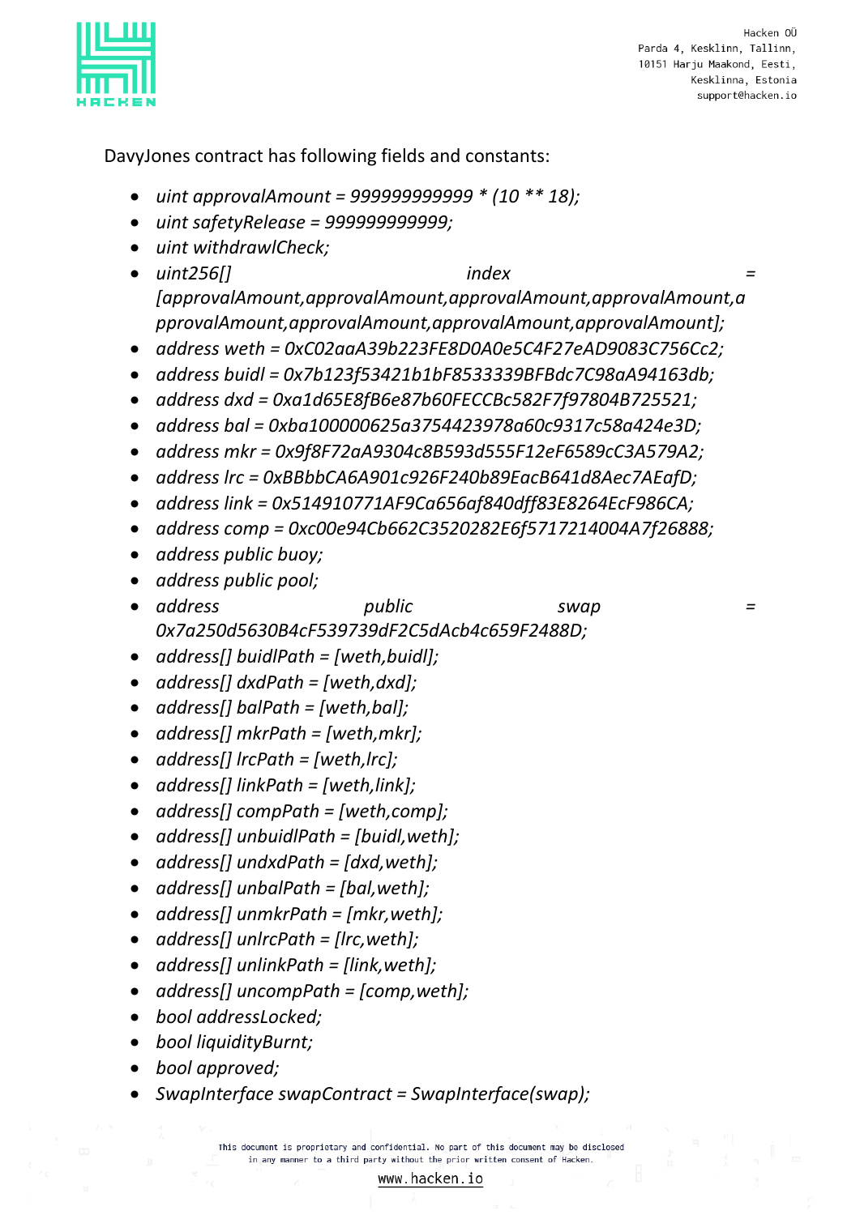DavyJones contract has following fields and constants:

- *uint approvalAmount = 999999999999 * (10 ** 18);*
- *uint safetyRelease = 999999999999;*
- *uint withdrawlCheck;*
- *uint256[] index = [approvalAmount,approvalAmount,approvalAmount,approvalAmount,approvalAmount,approvalAmount,approvalAmount,approvalAmount];*
- *address weth = 0xC02aaA39b223FE8D0A0e5C4F27eAD9083C756Cc2;*
- *address buidl = 0x7b123f53421b1bF8533339BFBdc7C98aA94163db;*
- *address dxd = 0xa1d65E8fB6e87b60FECCBc582F7f97804B725521;*
- *address bal = 0xba100000625a3754423978a60c9317c58a424e3D;*
- *address mkr = 0x9f8F72aA9304c8B593d555F12eF6589cC3A579A2;*
- *address lrc = 0xBBbbCA6A901c926F240b89EacB641d8Aec7AEafD;*
- *address link = 0x514910771AF9Ca656af840dff83E8264EcF986CA;*
- *address comp = 0xc00e94Cb662C3520282E6f5717214004A7f26888;*
- *address public buoy;*
- *address public pool;*
- *address public swap = 0x7a250d5630B4cF539739dF2C5dAcb4c659F2488D;*
- *address[] buidlPath = [weth,buidl];*
- *address[] dxdPath = [weth,dxd];*
- *address[] balPath = [weth,bal];*
- *address[] mkrPath = [weth,mkr];*
- *address[] lrcPath = [weth,lrc];*
- *address[] linkPath = [weth,link];*
- *address[] compPath = [weth,comp];*
- *address[] unbuidlPath = [buidl,weth];*
- *address[] undxdPath = [dxd,weth];*
- *address[] unbalPath = [bal,weth];*
- *address[] unmkrPath = [mkr,weth];*
- *address[] unlrcPath = [lrc,weth];*
- *address[] unlinkPath = [link,weth];*
- *address[] uncompPath = [comp,weth];*
- *bool addressLocked;*
- *bool liquidityBurnt;*
- *bool approved;*
- *SwapInterface swapContract = SwapInterface(swap);*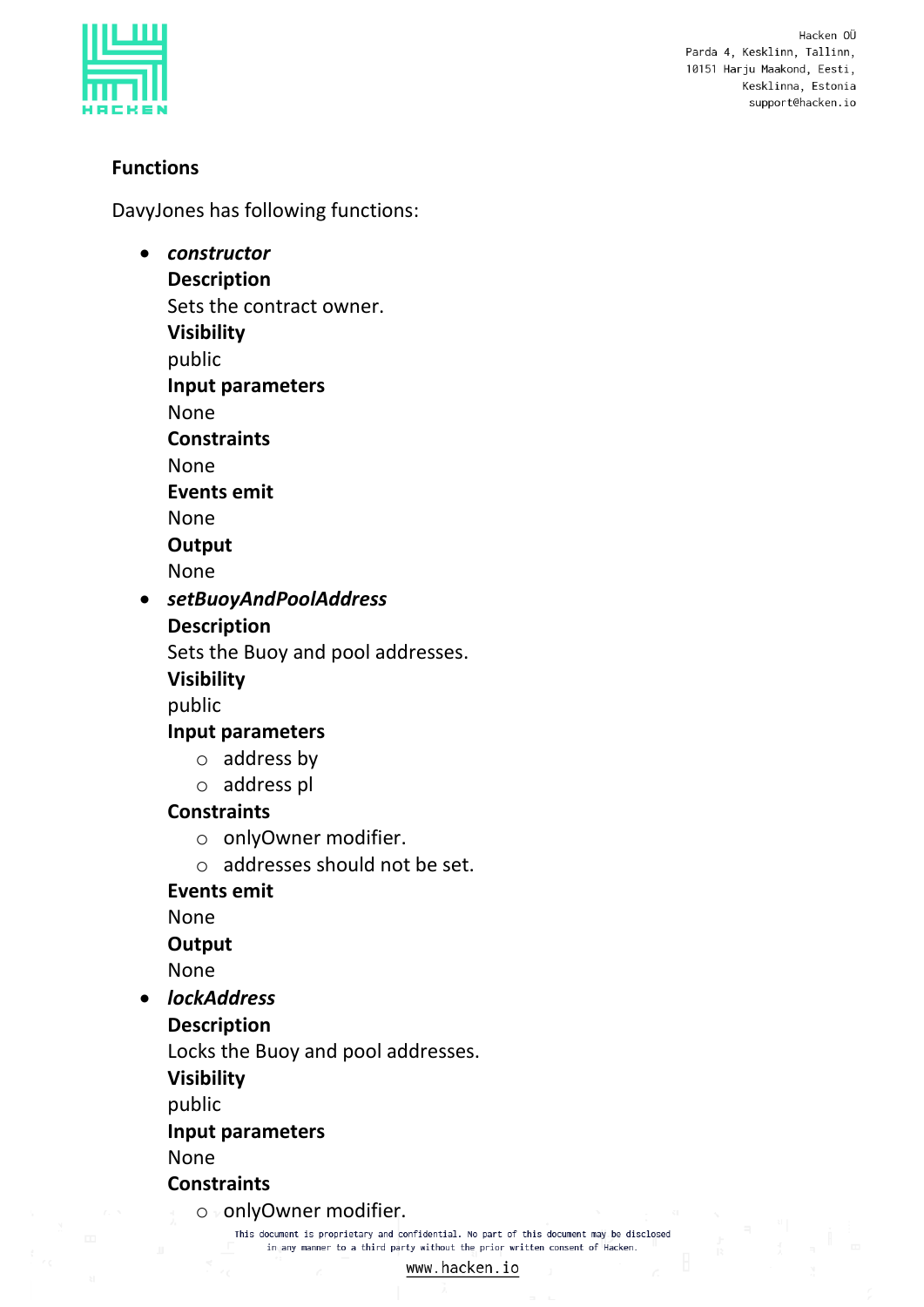### Functions

DavyJones has following functions:

- ***constructor***
  **Description**
  Sets the contract owner.
  **Visibility**
  public
  **Input parameters**
  None
  **Constraints**
  None
  **Events emit**
  None
  **Output**
  None
- ***setBuoyAndPoolAddress***
  **Description**
  Sets the Buoy and pool addresses.
  **Visibility**
  public
  **Input parameters**
    - address by
    - address pl
  **Constraints**
    - onlyOwner modifier.
    - addresses should not be set.
  **Events emit**
  None
  **Output**
  None
- ***lockAddress***
  **Description**
  Locks the Buoy and pool addresses.
  **Visibility**
  public
  **Input parameters**
  None
  **Constraints**
    - onlyOwner modifier.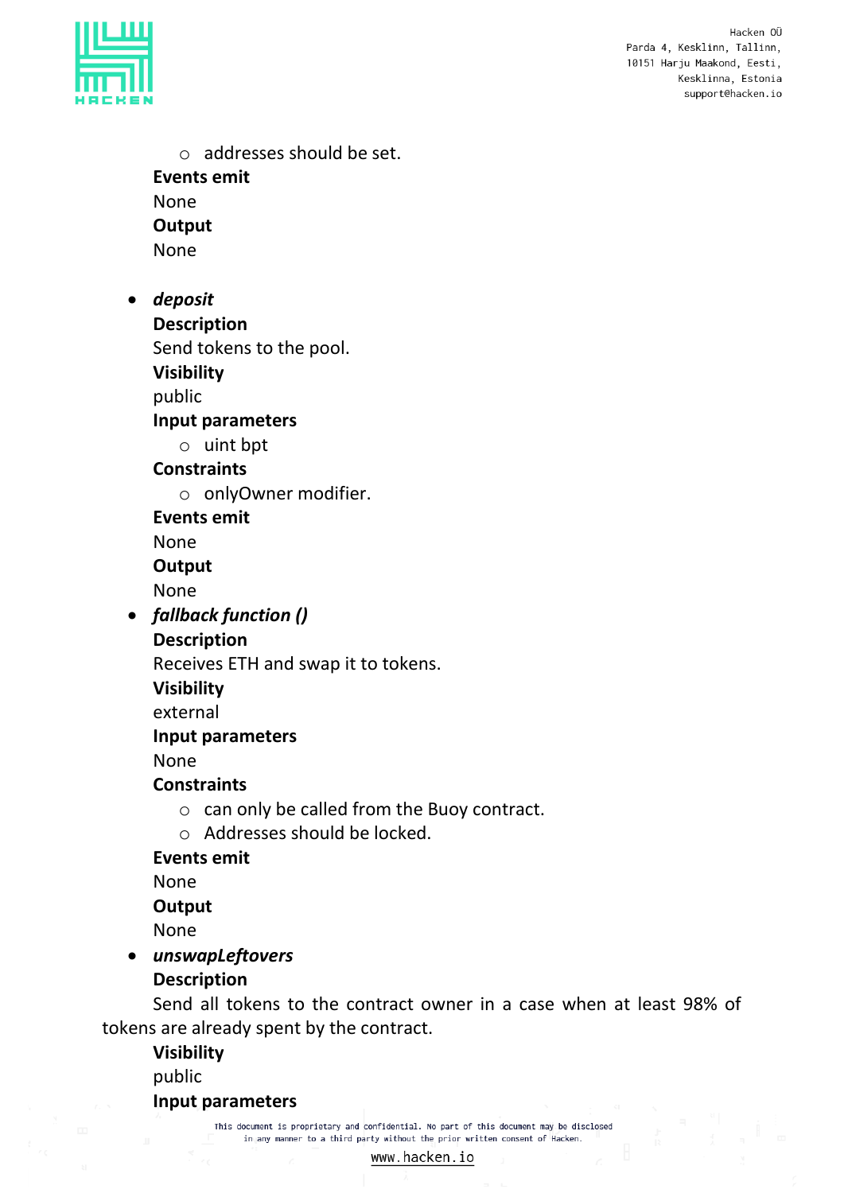- addresses should be set.

**Events emit**

None

**Output**

None

- ***deposit***

  **Description**

  Send tokens to the pool.

  **Visibility**

  public

  **Input parameters**

  - uint bpt

  **Constraints**

  - onlyOwner modifier.

  **Events emit**

  None

  **Output**

  None

- ***fallback function ()***

  **Description**

  Receives ETH and swap it to tokens.

  **Visibility**

  external

  **Input parameters**

  None

  **Constraints**

  - can only be called from the Buoy contract.
  - Addresses should be locked.

  **Events emit**

  None

  **Output**

  None

- ***unswapLeftovers***

  **Description**

  Send all tokens to the contract owner in a case when at least 98% of tokens are already spent by the contract.

  **Visibility**

  public

  **Input parameters**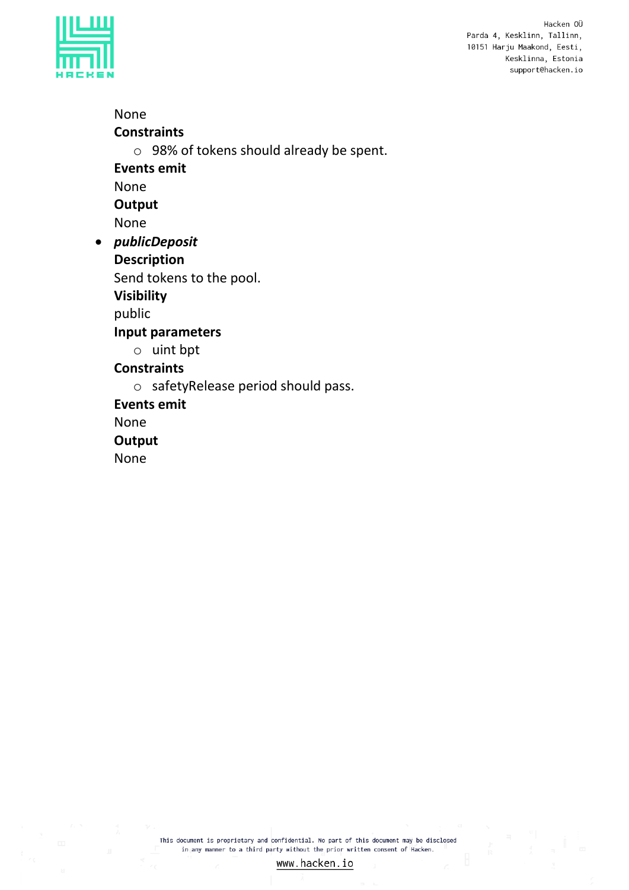None

**Constraints**

- 98% of tokens should already be spent.

**Events emit**

None

**Output**

None

- ***publicDeposit***

  **Description**

  Send tokens to the pool.

  **Visibility**

  public

  **Input parameters**

  - uint bpt

  **Constraints**

  - safetyRelease period should pass.

  **Events emit**

  None

  **Output**

  None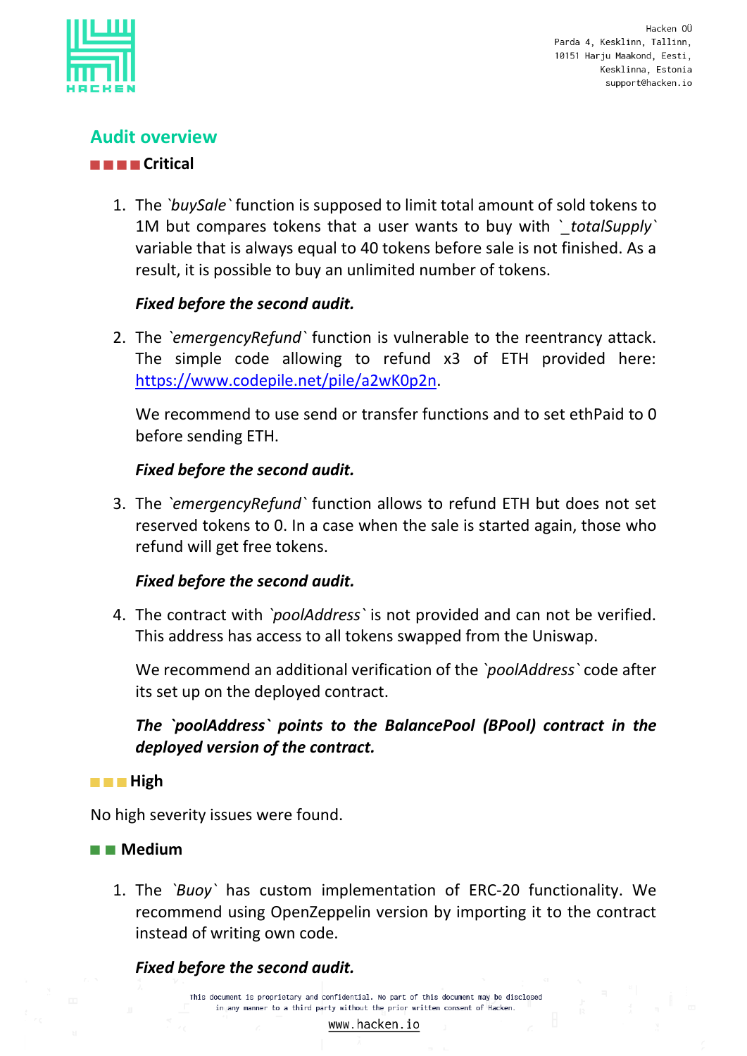## Audit overview

### ■■■■ Critical

1. The `buySale` function is supposed to limit total amount of sold tokens to 1M but compares tokens that a user wants to buy with `_totalSupply` variable that is always equal to 40 tokens before sale is not finished. As a result, it is possible to buy an unlimited number of tokens.

   ***Fixed before the second audit.***

2. The `emergencyRefund` function is vulnerable to the reentrancy attack. The simple code allowing to refund x3 of ETH provided here: https://www.codepile.net/pile/a2wK0p2n.

   We recommend to use send or transfer functions and to set ethPaid to 0 before sending ETH.

   ***Fixed before the second audit.***

3. The `emergencyRefund` function allows to refund ETH but does not set reserved tokens to 0. In a case when the sale is started again, those who refund will get free tokens.

   ***Fixed before the second audit.***

4. The contract with `poolAddress` is not provided and can not be verified. This address has access to all tokens swapped from the Uniswap.

   We recommend an additional verification of the `poolAddress` code after its set up on the deployed contract.

   ***The `poolAddress` points to the BalancePool (BPool) contract in the deployed version of the contract.***

### ■■■ High

No high severity issues were found.

### ■■ Medium

1. The `Buoy` has custom implementation of ERC-20 functionality. We recommend using OpenZeppelin version by importing it to the contract instead of writing own code.

   ***Fixed before the second audit.***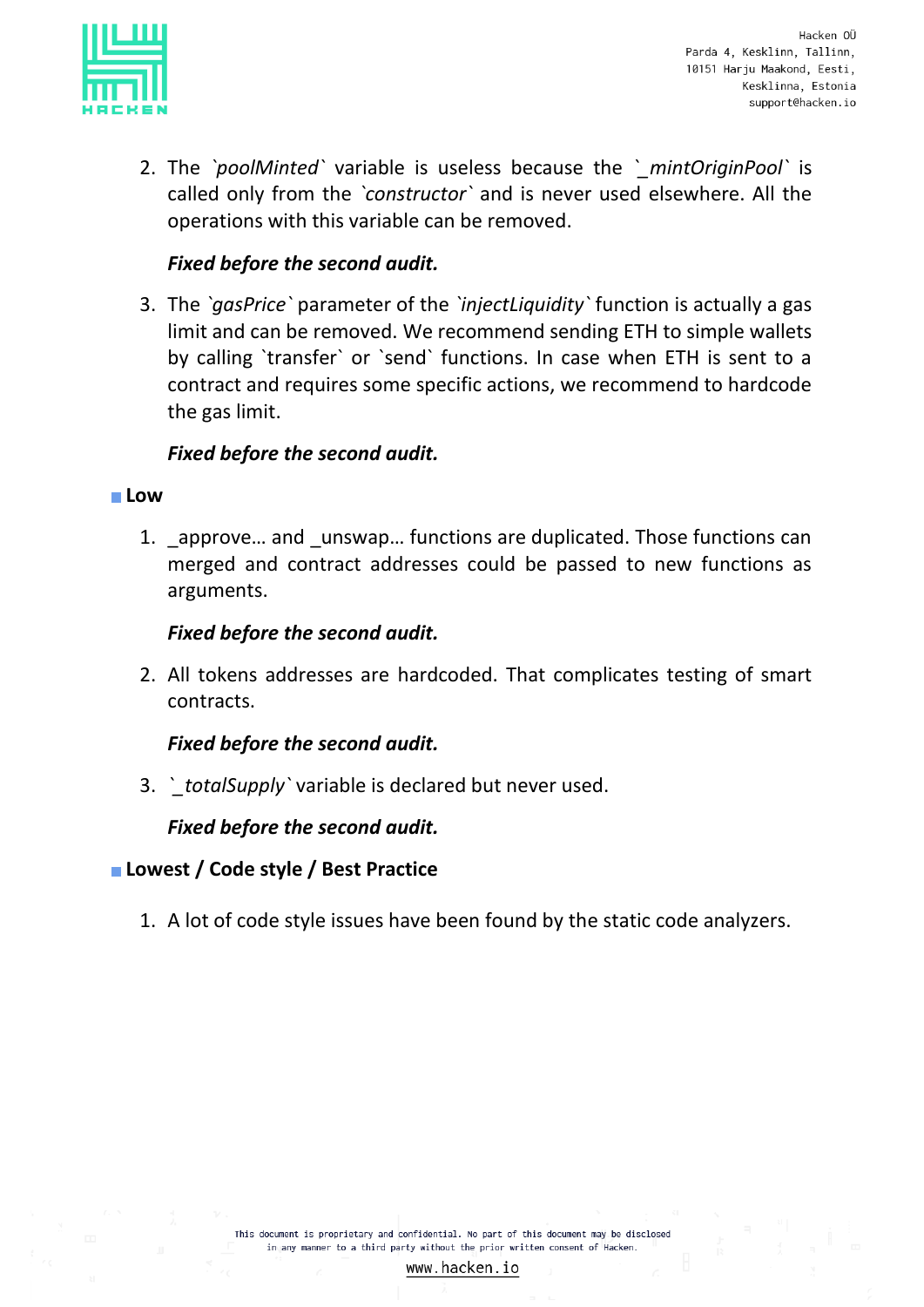2. The `poolMinted` variable is useless because the `_mintOriginPool` is called only from the `constructor` and is never used elsewhere. All the operations with this variable can be removed.

   ***Fixed before the second audit.***

3. The `gasPrice` parameter of the `injectLiquidity` function is actually a gas limit and can be removed. We recommend sending ETH to simple wallets by calling `transfer` or `send` functions. In case when ETH is sent to a contract and requires some specific actions, we recommend to hardcode the gas limit.

   ***Fixed before the second audit.***

### Low

1. _approve… and _unswap… functions are duplicated. Those functions can merged and contract addresses could be passed to new functions as arguments.

   ***Fixed before the second audit.***

2. All tokens addresses are hardcoded. That complicates testing of smart contracts.

   ***Fixed before the second audit.***

3. `_totalSupply` variable is declared but never used.

   ***Fixed before the second audit.***

### Lowest / Code style / Best Practice

1. A lot of code style issues have been found by the static code analyzers.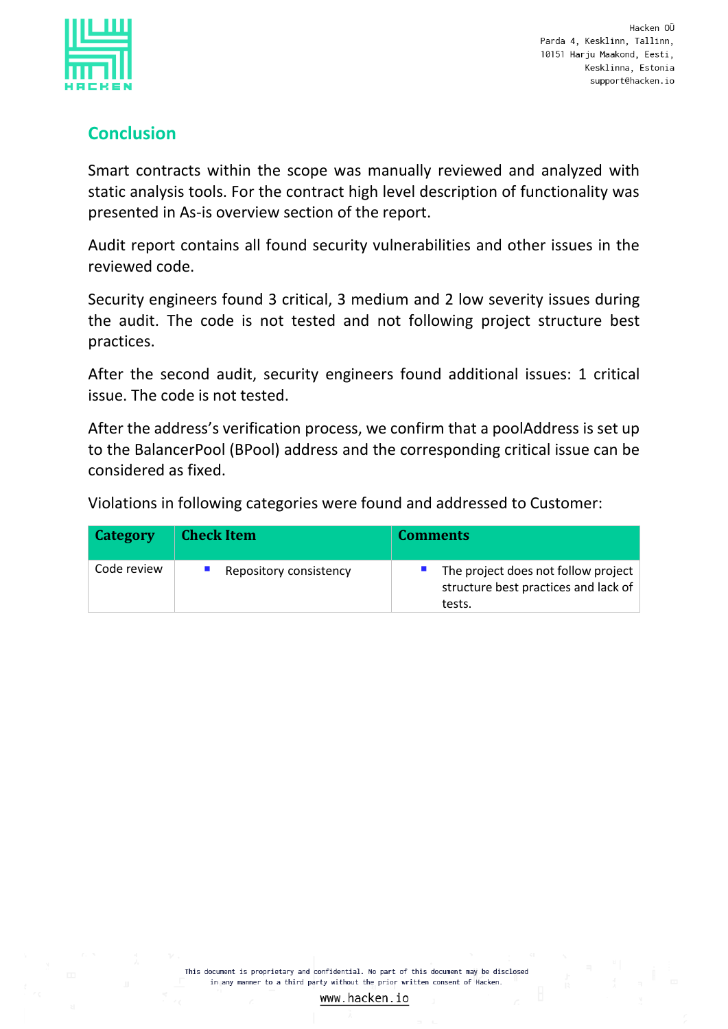## Conclusion

Smart contracts within the scope was manually reviewed and analyzed with static analysis tools. For the contract high level description of functionality was presented in As-is overview section of the report.

Audit report contains all found security vulnerabilities and other issues in the reviewed code.

Security engineers found 3 critical, 3 medium and 2 low severity issues during the audit. The code is not tested and not following project structure best practices.

After the second audit, security engineers found additional issues: 1 critical issue. The code is not tested.

After the address's verification process, we confirm that a poolAddress is set up to the BalancerPool (BPool) address and the corresponding critical issue can be considered as fixed.

Violations in following categories were found and addressed to Customer:

| Category | Check Item | Comments |
| --- | --- | --- |
| Code review | ▪ Repository consistency | ▪ The project does not follow project structure best practices and lack of tests. |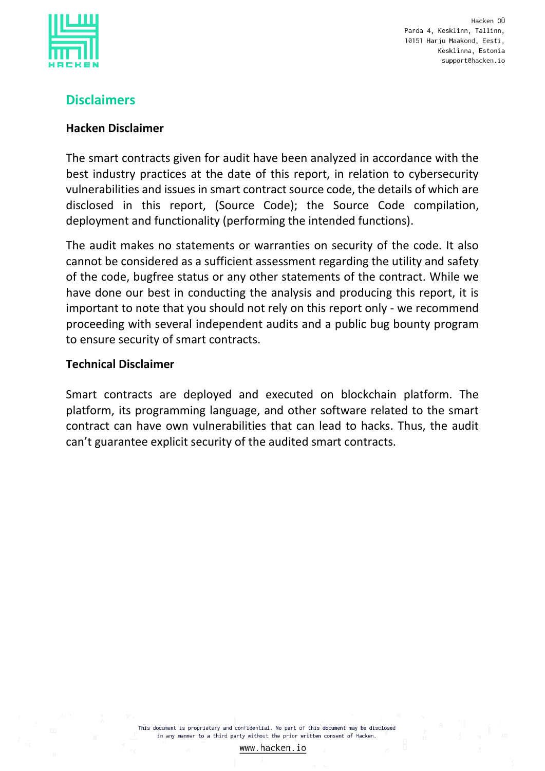## Disclaimers

### Hacken Disclaimer

The smart contracts given for audit have been analyzed in accordance with the best industry practices at the date of this report, in relation to cybersecurity vulnerabilities and issues in smart contract source code, the details of which are disclosed in this report, (Source Code); the Source Code compilation, deployment and functionality (performing the intended functions).

The audit makes no statements or warranties on security of the code. It also cannot be considered as a sufficient assessment regarding the utility and safety of the code, bugfree status or any other statements of the contract. While we have done our best in conducting the analysis and producing this report, it is important to note that you should not rely on this report only - we recommend proceeding with several independent audits and a public bug bounty program to ensure security of smart contracts.

### Technical Disclaimer

Smart contracts are deployed and executed on blockchain platform. The platform, its programming language, and other software related to the smart contract can have own vulnerabilities that can lead to hacks. Thus, the audit can't guarantee explicit security of the audited smart contracts.